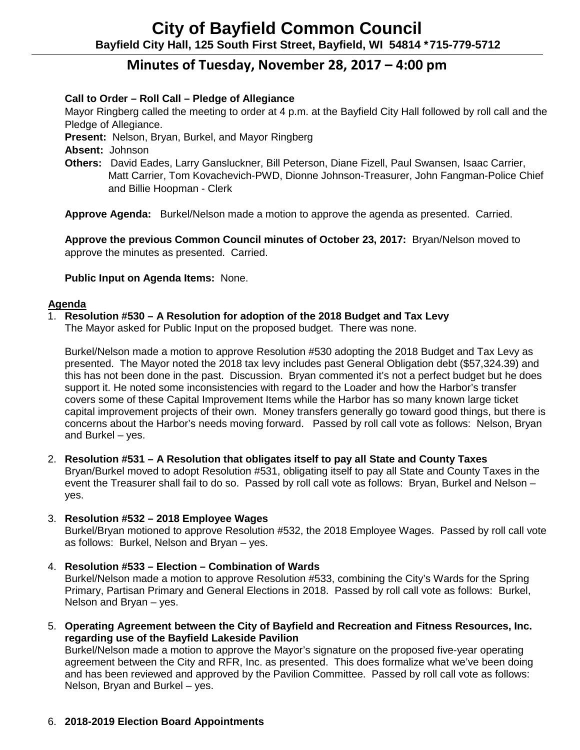# City of Bayfield Common Council

**Bayfield City Hall, 125 South First Street, Bayfield, WI 54814 *715-779-5712**

## Minutes of Tuesday, November 28, 2017 – 4:00 pm

**Call to Order – Roll Call – Pledge of Allegiance**

Mayor Ringberg called the meeting to order at 4 p.m. at the Bayfield City Hall followed by roll call and the Pledge of Allegiance.

**Present:** Nelson, Bryan, Burkel, and Mayor Ringberg

**Absent:** Johnson

**Others:** David Eades, Larry Gansluckner, Bill Peterson, Diane Fizell, Paul Swansen, Isaac Carrier, Matt Carrier, Tom Kovachevich-PWD, Dionne Johnson-Treasurer, John Fangman-Police Chief and Billie Hoopman - Clerk

**Approve Agenda:** Burkel/Nelson made a motion to approve the agenda as presented. Carried.

**Approve the previous Common Council minutes of October 23, 2017:** Bryan/Nelson moved to approve the minutes as presented. Carried.

**Public Input on Agenda Items:** None.

**Agenda**

1. **Resolution #530 – A Resolution for adoption of the 2018 Budget and Tax Levy**
   The Mayor asked for Public Input on the proposed budget. There was none.

   Burkel/Nelson made a motion to approve Resolution #530 adopting the 2018 Budget and Tax Levy as presented. The Mayor noted the 2018 tax levy includes past General Obligation debt ($57,324.39) and this has not been done in the past. Discussion. Bryan commented it's not a perfect budget but he does support it. He noted some inconsistencies with regard to the Loader and how the Harbor's transfer covers some of these Capital Improvement Items while the Harbor has so many known large ticket capital improvement projects of their own. Money transfers generally go toward good things, but there is concerns about the Harbor's needs moving forward. Passed by roll call vote as follows: Nelson, Bryan and Burkel – yes.

2. **Resolution #531 – A Resolution that obligates itself to pay all State and County Taxes**
   Bryan/Burkel moved to adopt Resolution #531, obligating itself to pay all State and County Taxes in the event the Treasurer shall fail to do so. Passed by roll call vote as follows: Bryan, Burkel and Nelson – yes.

3. **Resolution #532 – 2018 Employee Wages**
   Burkel/Bryan motioned to approve Resolution #532, the 2018 Employee Wages. Passed by roll call vote as follows: Burkel, Nelson and Bryan – yes.

4. **Resolution #533 – Election – Combination of Wards**
   Burkel/Nelson made a motion to approve Resolution #533, combining the City's Wards for the Spring Primary, Partisan Primary and General Elections in 2018. Passed by roll call vote as follows: Burkel, Nelson and Bryan – yes.

5. **Operating Agreement between the City of Bayfield and Recreation and Fitness Resources, Inc. regarding use of the Bayfield Lakeside Pavilion**
   Burkel/Nelson made a motion to approve the Mayor's signature on the proposed five-year operating agreement between the City and RFR, Inc. as presented. This does formalize what we've been doing and has been reviewed and approved by the Pavilion Committee. Passed by roll call vote as follows: Nelson, Bryan and Burkel – yes.

6. **2018-2019 Election Board Appointments**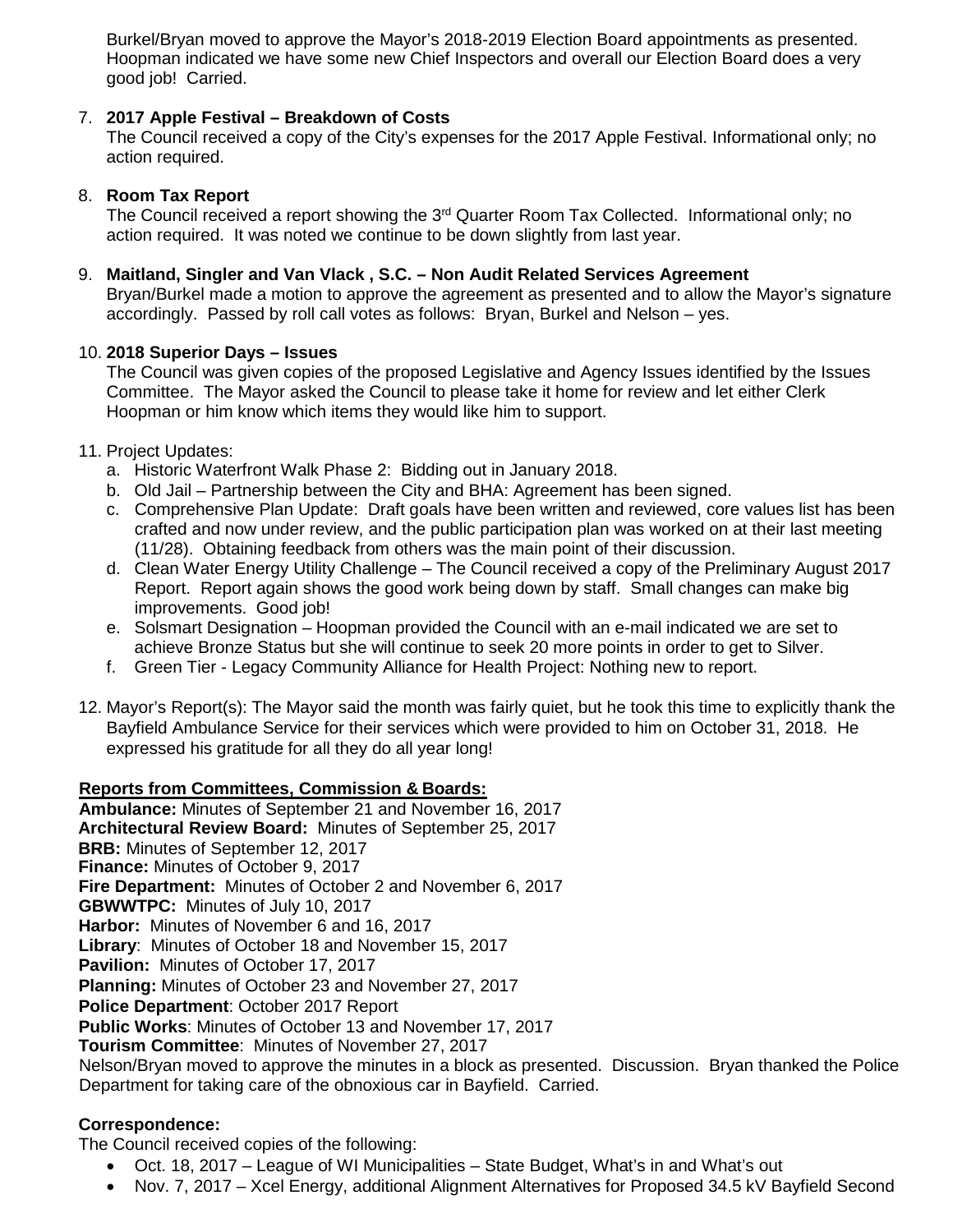Burkel/Bryan moved to approve the Mayor's 2018-2019 Election Board appointments as presented. Hoopman indicated we have some new Chief Inspectors and overall our Election Board does a very good job! Carried.

7. **2017 Apple Festival – Breakdown of Costs**
   The Council received a copy of the City's expenses for the 2017 Apple Festival. Informational only; no action required.

8. **Room Tax Report**
   The Council received a report showing the 3rd Quarter Room Tax Collected. Informational only; no action required. It was noted we continue to be down slightly from last year.

9. **Maitland, Singler and Van Vlack , S.C. – Non Audit Related Services Agreement**
   Bryan/Burkel made a motion to approve the agreement as presented and to allow the Mayor's signature accordingly. Passed by roll call votes as follows: Bryan, Burkel and Nelson – yes.

10. **2018 Superior Days – Issues**
    The Council was given copies of the proposed Legislative and Agency Issues identified by the Issues Committee. The Mayor asked the Council to please take it home for review and let either Clerk Hoopman or him know which items they would like him to support.

11. Project Updates:
    a. Historic Waterfront Walk Phase 2: Bidding out in January 2018.
    b. Old Jail – Partnership between the City and BHA: Agreement has been signed.
    c. Comprehensive Plan Update: Draft goals have been written and reviewed, core values list has been crafted and now under review, and the public participation plan was worked on at their last meeting (11/28). Obtaining feedback from others was the main point of their discussion.
    d. Clean Water Energy Utility Challenge – The Council received a copy of the Preliminary August 2017 Report. Report again shows the good work being down by staff. Small changes can make big improvements. Good job!
    e. Solsmart Designation – Hoopman provided the Council with an e-mail indicated we are set to achieve Bronze Status but she will continue to seek 20 more points in order to get to Silver.
    f. Green Tier - Legacy Community Alliance for Health Project: Nothing new to report.

12. Mayor's Report(s): The Mayor said the month was fairly quiet, but he took this time to explicitly thank the Bayfield Ambulance Service for their services which were provided to him on October 31, 2018. He expressed his gratitude for all they do all year long!

**Reports from Committees, Commission & Boards:**

**Ambulance:** Minutes of September 21 and November 16, 2017
**Architectural Review Board:** Minutes of September 25, 2017
**BRB:** Minutes of September 12, 2017
**Finance:** Minutes of October 9, 2017
**Fire Department:** Minutes of October 2 and November 6, 2017
**GBWWTPC:** Minutes of July 10, 2017
**Harbor:** Minutes of November 6 and 16, 2017
**Library**: Minutes of October 18 and November 15, 2017
**Pavilion:** Minutes of October 17, 2017
**Planning:** Minutes of October 23 and November 27, 2017
**Police Department**: October 2017 Report
**Public Works**: Minutes of October 13 and November 17, 2017
**Tourism Committee**: Minutes of November 27, 2017
Nelson/Bryan moved to approve the minutes in a block as presented. Discussion. Bryan thanked the Police Department for taking care of the obnoxious car in Bayfield. Carried.

**Correspondence:**

The Council received copies of the following:

- Oct. 18, 2017 – League of WI Municipalities – State Budget, What's in and What's out
- Nov. 7, 2017 – Xcel Energy, additional Alignment Alternatives for Proposed 34.5 kV Bayfield Second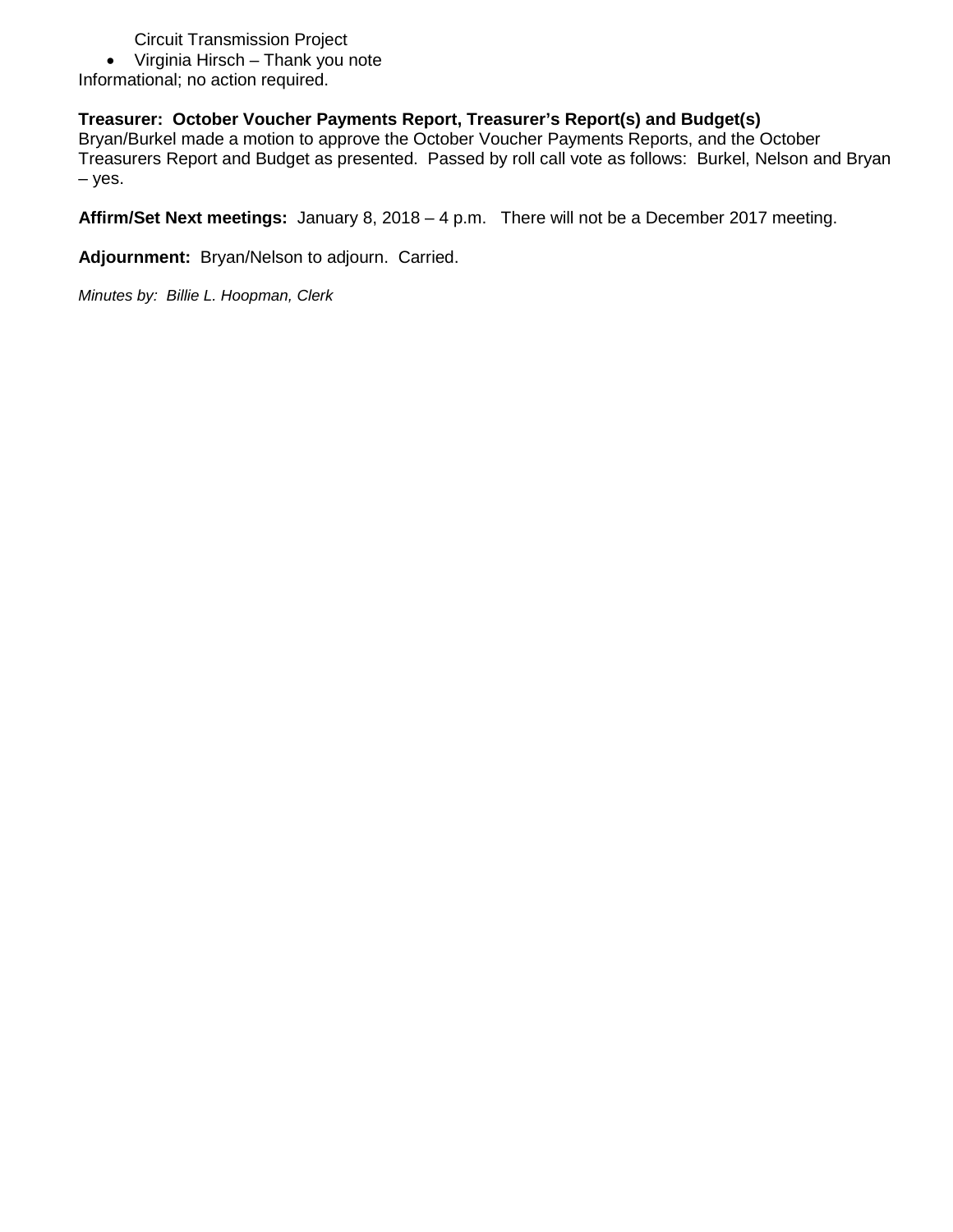Circuit Transmission Project

- Virginia Hirsch – Thank you note

Informational; no action required.

**Treasurer: October Voucher Payments Report, Treasurer's Report(s) and Budget(s)**
Bryan/Burkel made a motion to approve the October Voucher Payments Reports, and the October Treasurers Report and Budget as presented. Passed by roll call vote as follows: Burkel, Nelson and Bryan – yes.

**Affirm/Set Next meetings:** January 8, 2018 – 4 p.m. There will not be a December 2017 meeting.

**Adjournment:** Bryan/Nelson to adjourn. Carried.

*Minutes by: Billie L. Hoopman, Clerk*